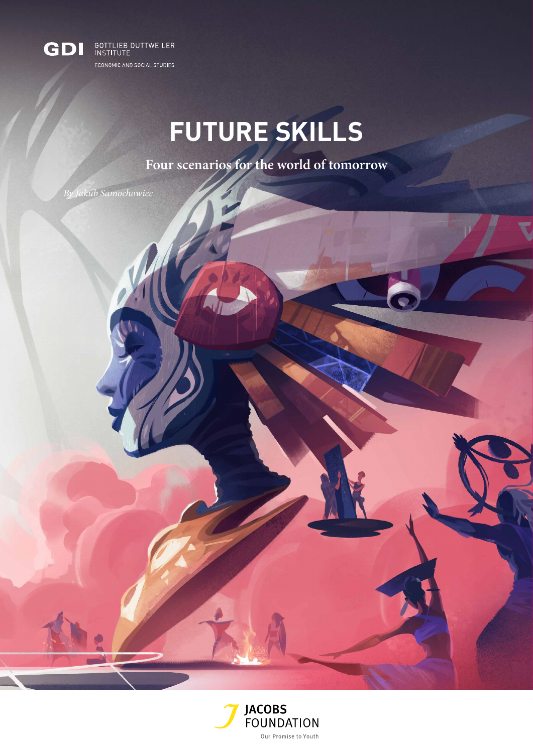GDI GOTTLIEB DUTTWEILER INSTITUTE

ECONOMIC AND SOCIAL STUDIES

# FUTURE SKILLS

## Four scenarios for the world of tomorrow

*By Jakub Samochowiec*

JACOBS FOUNDATION

Our Promise to Youth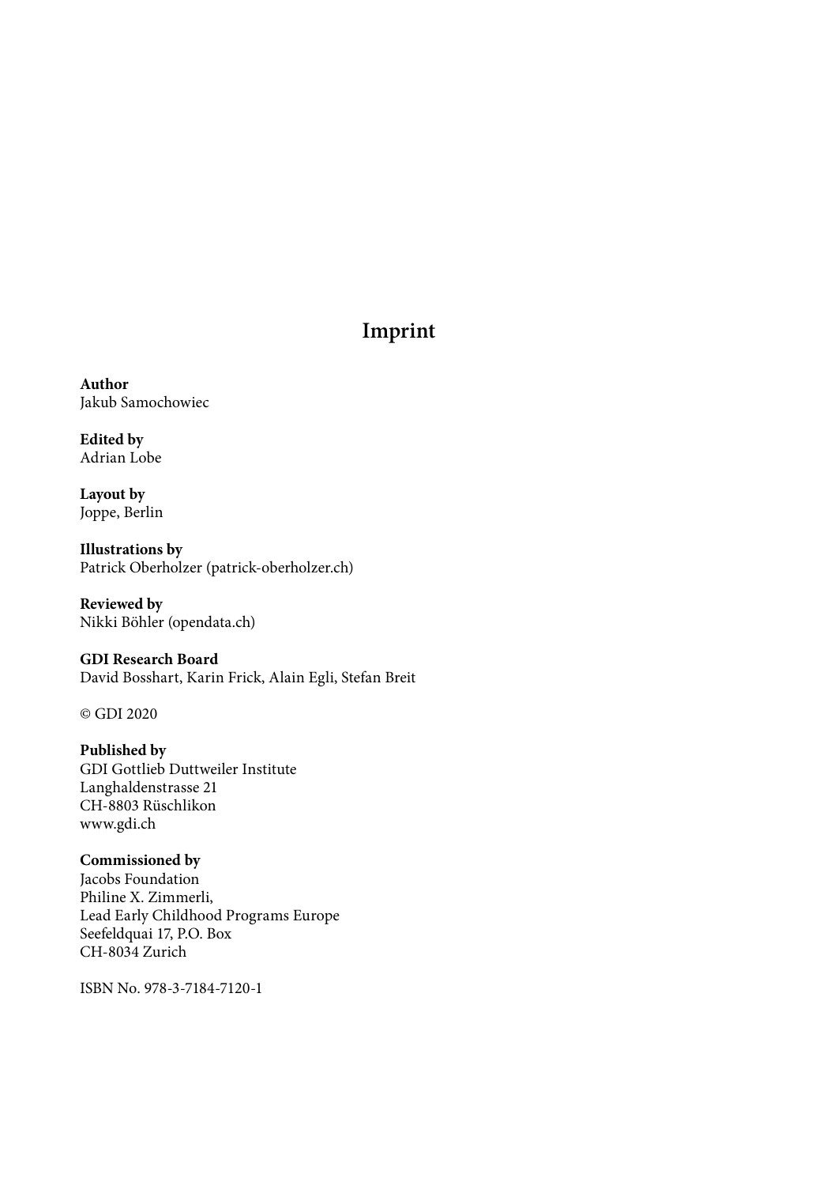# Imprint

**Author**
Jakub Samochowiec

**Edited by**
Adrian Lobe

**Layout by**
Joppe, Berlin

**Illustrations by**
Patrick Oberholzer (patrick-oberholzer.ch)

**Reviewed by**
Nikki Böhler (opendata.ch)

**GDI Research Board**
David Bosshart, Karin Frick, Alain Egli, Stefan Breit

© GDI 2020

**Published by**
GDI Gottlieb Duttweiler Institute
Langhaldenstrasse 21
CH-8803 Rüschlikon
www.gdi.ch

**Commissioned by**
Jacobs Foundation
Philine X. Zimmerli,
Lead Early Childhood Programs Europe
Seefeldquai 17, P.O. Box
CH-8034 Zurich

ISBN No. 978-3-7184-7120-1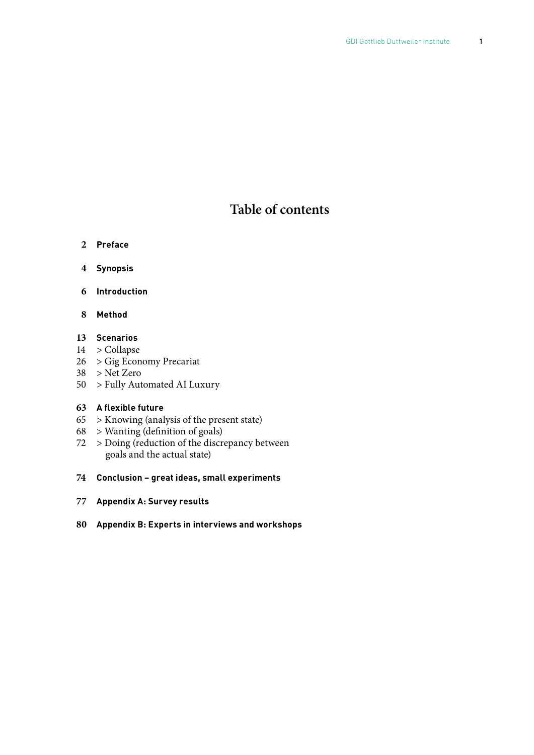# Table of contents

**2 Preface**

**4 Synopsis**

**6 Introduction**

**8 Method**

**13 Scenarios**
14 > Collapse
26 > Gig Economy Precariat
38 > Net Zero
50 > Fully Automated AI Luxury

**63 A flexible future**
65 > Knowing (analysis of the present state)
68 > Wanting (definition of goals)
72 > Doing (reduction of the discrepancy between goals and the actual state)

**74 Conclusion – great ideas, small experiments**

**77 Appendix A: Survey results**

**80 Appendix B: Experts in interviews and workshops**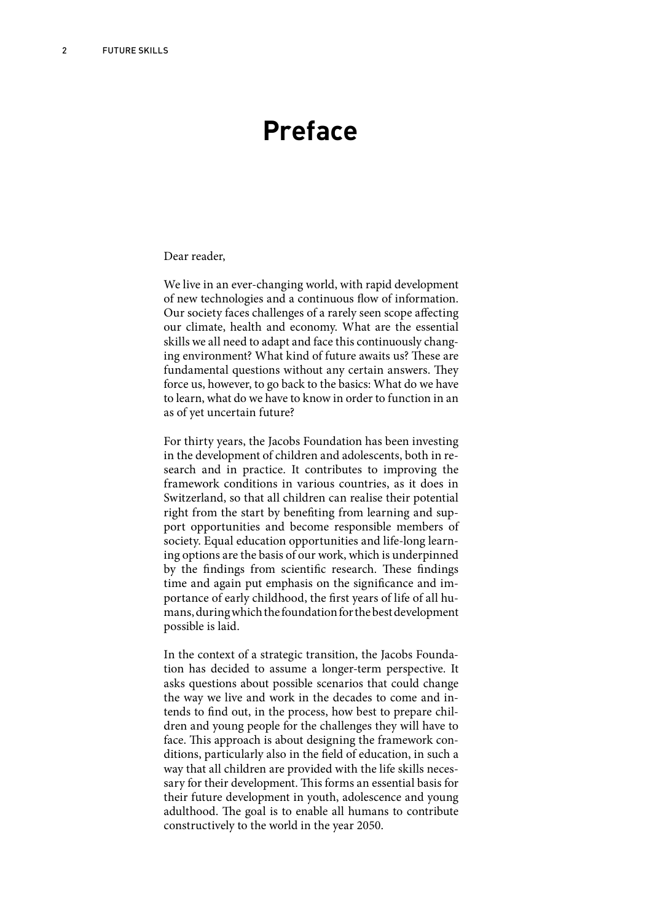# Preface

Dear reader,

We live in an ever-changing world, with rapid development of new technologies and a continuous flow of information. Our society faces challenges of a rarely seen scope affecting our climate, health and economy. What are the essential skills we all need to adapt and face this continuously changing environment? What kind of future awaits us? These are fundamental questions without any certain answers. They force us, however, to go back to the basics: What do we have to learn, what do we have to know in order to function in an as of yet uncertain future?

For thirty years, the Jacobs Foundation has been investing in the development of children and adolescents, both in research and in practice. It contributes to improving the framework conditions in various countries, as it does in Switzerland, so that all children can realise their potential right from the start by benefiting from learning and support opportunities and become responsible members of society. Equal education opportunities and life-long learning options are the basis of our work, which is underpinned by the findings from scientific research. These findings time and again put emphasis on the significance and importance of early childhood, the first years of life of all humans, during which the foundation for the best development possible is laid.

In the context of a strategic transition, the Jacobs Foundation has decided to assume a longer-term perspective. It asks questions about possible scenarios that could change the way we live and work in the decades to come and intends to find out, in the process, how best to prepare children and young people for the challenges they will have to face. This approach is about designing the framework conditions, particularly also in the field of education, in such a way that all children are provided with the life skills necessary for their development. This forms an essential basis for their future development in youth, adolescence and young adulthood. The goal is to enable all humans to contribute constructively to the world in the year 2050.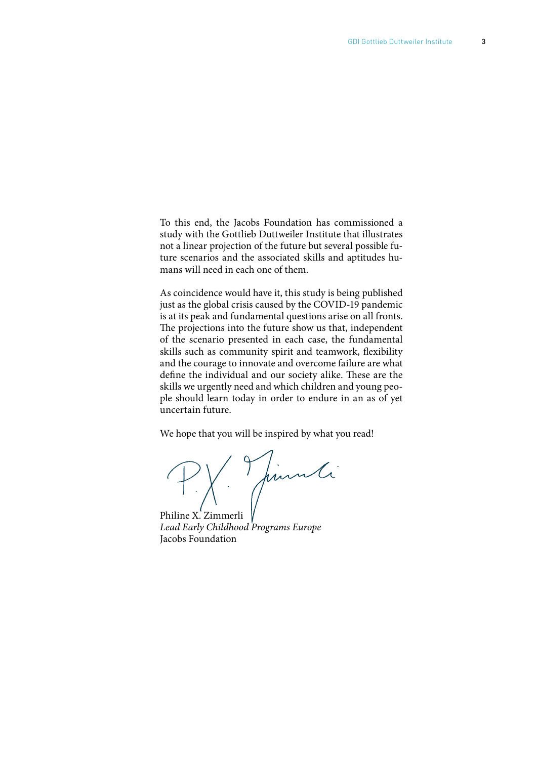To this end, the Jacobs Foundation has commissioned a study with the Gottlieb Duttweiler Institute that illustrates not a linear projection of the future but several possible future scenarios and the associated skills and aptitudes humans will need in each one of them.

As coincidence would have it, this study is being published just as the global crisis caused by the COVID-19 pandemic is at its peak and fundamental questions arise on all fronts. The projections into the future show us that, independent of the scenario presented in each case, the fundamental skills such as community spirit and teamwork, flexibility and the courage to innovate and overcome failure are what define the individual and our society alike. These are the skills we urgently need and which children and young people should learn today in order to endure in an as of yet uncertain future.

We hope that you will be inspired by what you read!

Philine X. Zimmerli  
*Lead Early Childhood Programs Europe*  
Jacobs Foundation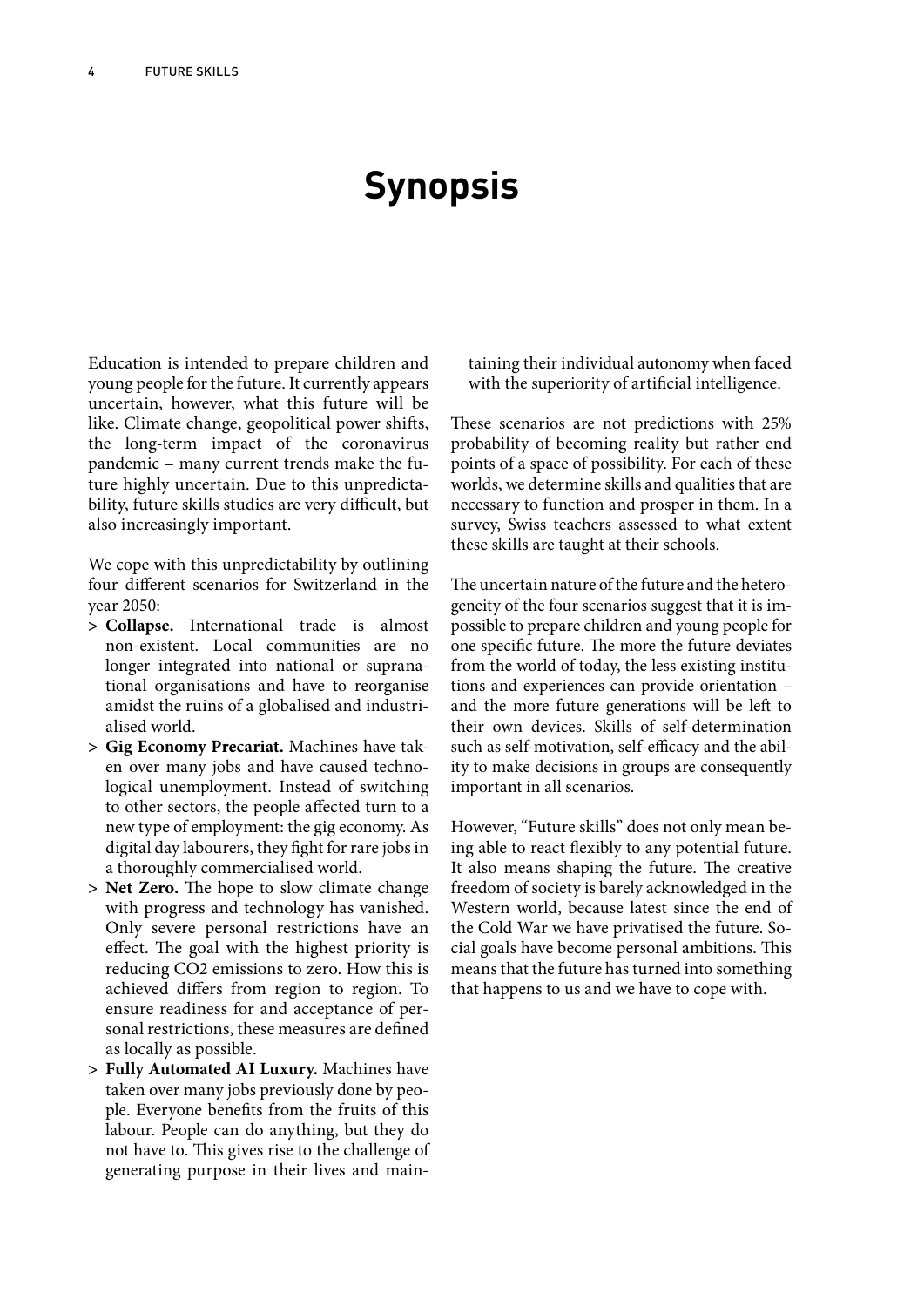# Synopsis

Education is intended to prepare children and young people for the future. It currently appears uncertain, however, what this future will be like. Climate change, geopolitical power shifts, the long-term impact of the coronavirus pandemic – many current trends make the future highly uncertain. Due to this unpredictability, future skills studies are very difficult, but also increasingly important.

We cope with this unpredictability by outlining four different scenarios for Switzerland in the year 2050:

- **Collapse.** International trade is almost non-existent. Local communities are no longer integrated into national or supranational organisations and have to reorganise amidst the ruins of a globalised and industrialised world.
- **Gig Economy Precariat.** Machines have taken over many jobs and have caused technological unemployment. Instead of switching to other sectors, the people affected turn to a new type of employment: the gig economy. As digital day labourers, they fight for rare jobs in a thoroughly commercialised world.
- **Net Zero.** The hope to slow climate change with progress and technology has vanished. Only severe personal restrictions have an effect. The goal with the highest priority is reducing $CO_2$ emissions to zero. How this is achieved differs from region to region. To ensure readiness for and acceptance of personal restrictions, these measures are defined as locally as possible.
- **Fully Automated AI Luxury.** Machines have taken over many jobs previously done by people. Everyone benefits from the fruits of this labour. People can do anything, but they do not have to. This gives rise to the challenge of generating purpose in their lives and maintaining their individual autonomy when faced with the superiority of artificial intelligence.

These scenarios are not predictions with 25% probability of becoming reality but rather end points of a space of possibility. For each of these worlds, we determine skills and qualities that are necessary to function and prosper in them. In a survey, Swiss teachers assessed to what extent these skills are taught at their schools.

The uncertain nature of the future and the heterogeneity of the four scenarios suggest that it is impossible to prepare children and young people for one specific future. The more the future deviates from the world of today, the less existing institutions and experiences can provide orientation – and the more future generations will be left to their own devices. Skills of self-determination such as self-motivation, self-efficacy and the ability to make decisions in groups are consequently important in all scenarios.

However, "Future skills" does not only mean being able to react flexibly to any potential future. It also means shaping the future. The creative freedom of society is barely acknowledged in the Western world, because latest since the end of the Cold War we have privatised the future. Social goals have become personal ambitions. This means that the future has turned into something that happens to us and we have to cope with.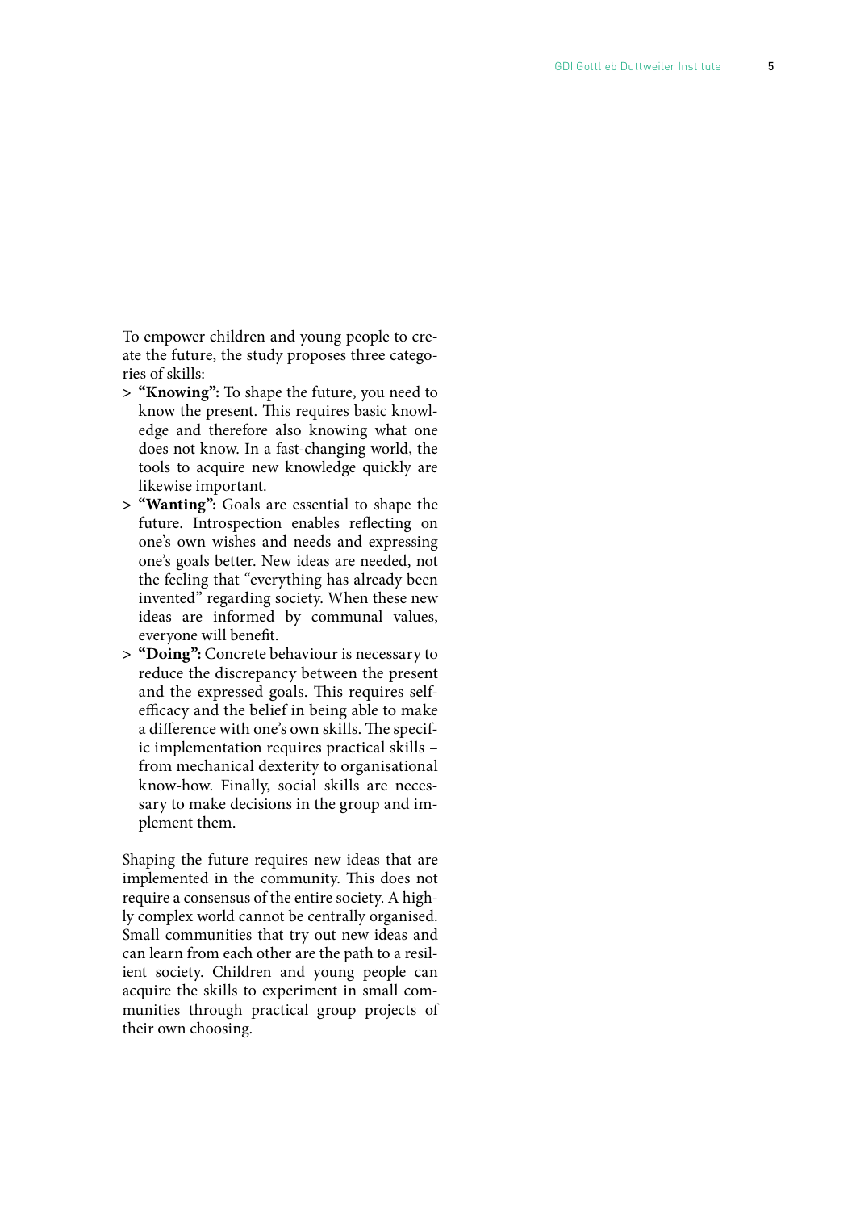To empower children and young people to create the future, the study proposes three categories of skills:

> **"Knowing":** To shape the future, you need to know the present. This requires basic knowledge and therefore also knowing what one does not know. In a fast-changing world, the tools to acquire new knowledge quickly are likewise important.

> **"Wanting":** Goals are essential to shape the future. Introspection enables reflecting on one's own wishes and needs and expressing one's goals better. New ideas are needed, not the feeling that "everything has already been invented" regarding society. When these new ideas are informed by communal values, everyone will benefit.

> **"Doing":** Concrete behaviour is necessary to reduce the discrepancy between the present and the expressed goals. This requires self-efficacy and the belief in being able to make a difference with one's own skills. The specific implementation requires practical skills – from mechanical dexterity to organisational know-how. Finally, social skills are necessary to make decisions in the group and implement them.

Shaping the future requires new ideas that are implemented in the community. This does not require a consensus of the entire society. A highly complex world cannot be centrally organised. Small communities that try out new ideas and can learn from each other are the path to a resilient society. Children and young people can acquire the skills to experiment in small communities through practical group projects of their own choosing.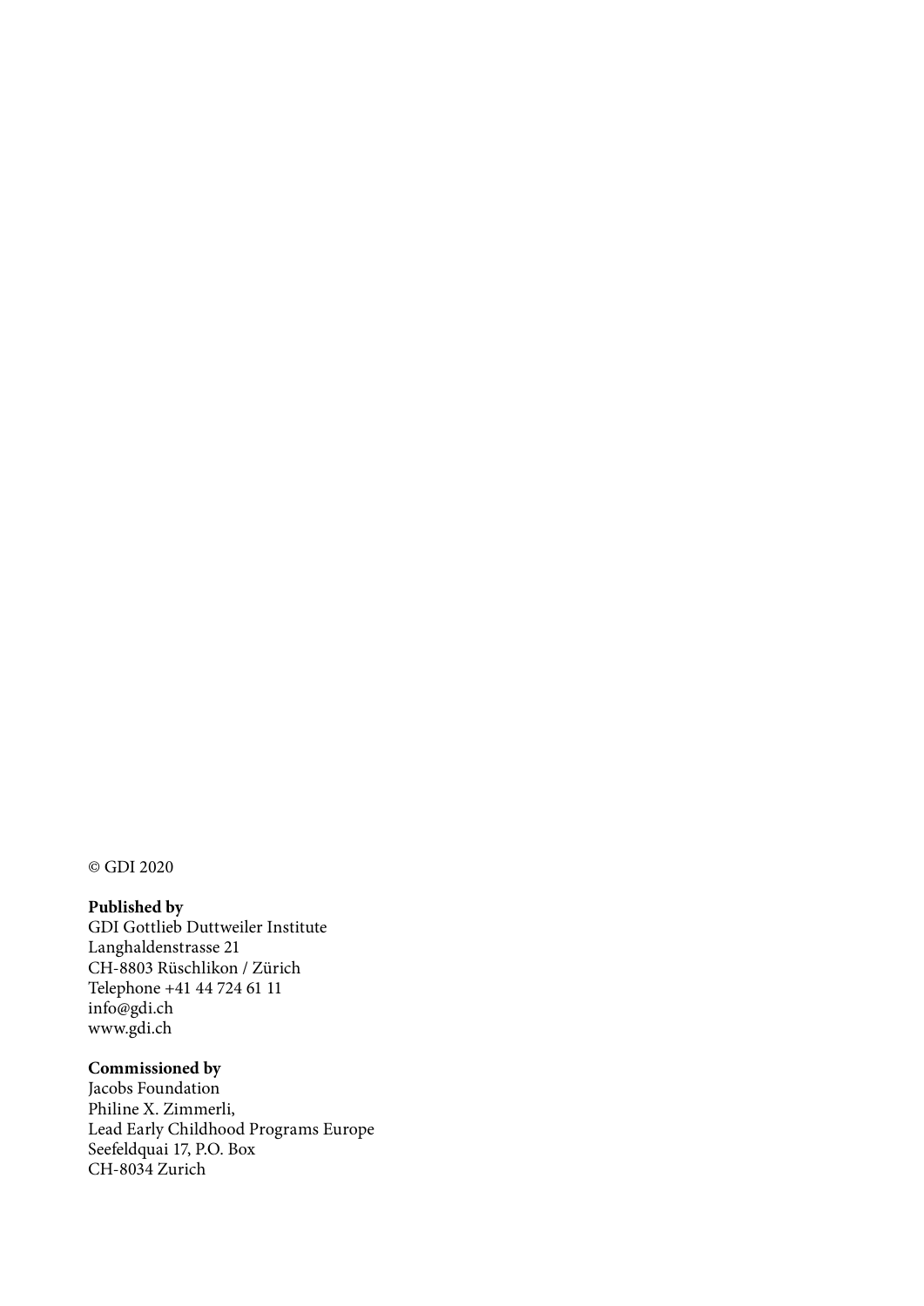© GDI 2020

**Published by**
GDI Gottlieb Duttweiler Institute
Langhaldenstrasse 21
CH-8803 Rüschlikon / Zürich
Telephone +41 44 724 61 11
info@gdi.ch
www.gdi.ch

**Commissioned by**
Jacobs Foundation
Philine X. Zimmerli,
Lead Early Childhood Programs Europe
Seefeldquai 17, P.O. Box
CH-8034 Zurich